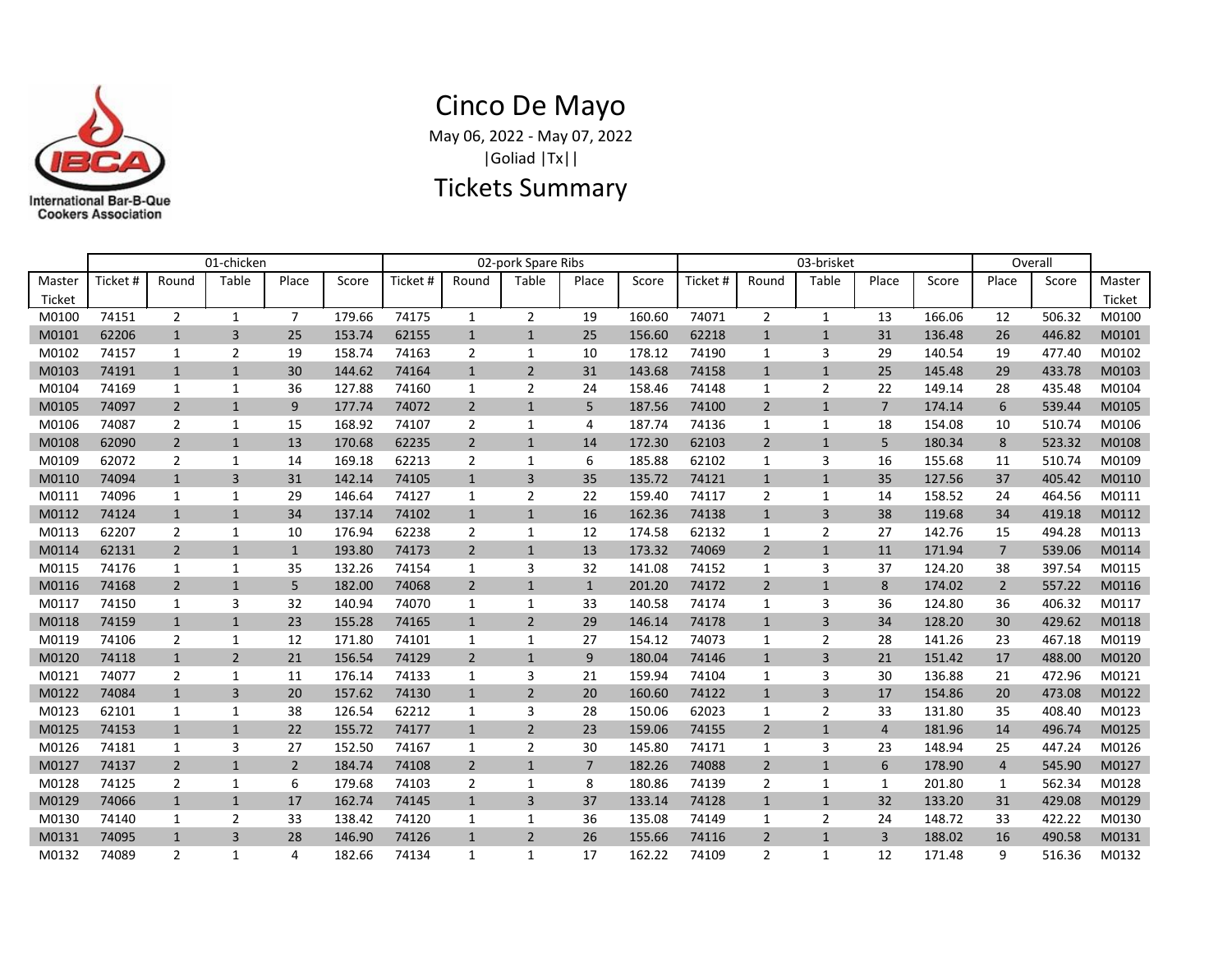International Bar-B-Que Cookers Association

# Cinco De Mayo

May 06, 2022 - May 07, 2022

|Goliad |Tx||

## Tickets Summary

| | 01-chicken | | | | | 02-pork Spare Ribs | | | | | 03-brisket | | | | | Overall | | |
|---|---|---|---|---|---|---|---|---|---|---|---|---|---|---|---|---|---|---|
| Master Ticket | Ticket # | Round | Table | Place | Score | Ticket # | Round | Table | Place | Score | Ticket # | Round | Table | Place | Score | Place | Score | Master Ticket |
| M0100 | 74151 | 2 | 1 | 7 | 179.66 | 74175 | 1 | 2 | 19 | 160.60 | 74071 | 2 | 1 | 13 | 166.06 | 12 | 506.32 | M0100 |
| M0101 | 62206 | 1 | 3 | 25 | 153.74 | 62155 | 1 | 1 | 25 | 156.60 | 62218 | 1 | 1 | 31 | 136.48 | 26 | 446.82 | M0101 |
| M0102 | 74157 | 1 | 2 | 19 | 158.74 | 74163 | 2 | 1 | 10 | 178.12 | 74190 | 1 | 3 | 29 | 140.54 | 19 | 477.40 | M0102 |
| M0103 | 74191 | 1 | 1 | 30 | 144.62 | 74164 | 1 | 2 | 31 | 143.68 | 74158 | 1 | 1 | 25 | 145.48 | 29 | 433.78 | M0103 |
| M0104 | 74169 | 1 | 1 | 36 | 127.88 | 74160 | 1 | 2 | 24 | 158.46 | 74148 | 1 | 2 | 22 | 149.14 | 28 | 435.48 | M0104 |
| M0105 | 74097 | 2 | 1 | 9 | 177.74 | 74072 | 2 | 1 | 5 | 187.56 | 74100 | 2 | 1 | 7 | 174.14 | 6 | 539.44 | M0105 |
| M0106 | 74087 | 2 | 1 | 15 | 168.92 | 74107 | 2 | 1 | 4 | 187.74 | 74136 | 1 | 1 | 18 | 154.08 | 10 | 510.74 | M0106 |
| M0108 | 62090 | 2 | 1 | 13 | 170.68 | 62235 | 2 | 1 | 14 | 172.30 | 62103 | 2 | 1 | 5 | 180.34 | 8 | 523.32 | M0108 |
| M0109 | 62072 | 2 | 1 | 14 | 169.18 | 62213 | 2 | 1 | 6 | 185.88 | 62102 | 1 | 3 | 16 | 155.68 | 11 | 510.74 | M0109 |
| M0110 | 74094 | 1 | 3 | 31 | 142.14 | 74105 | 1 | 3 | 35 | 135.72 | 74121 | 1 | 1 | 35 | 127.56 | 37 | 405.42 | M0110 |
| M0111 | 74096 | 1 | 1 | 29 | 146.64 | 74127 | 1 | 2 | 22 | 159.40 | 74117 | 2 | 1 | 14 | 158.52 | 24 | 464.56 | M0111 |
| M0112 | 74124 | 1 | 1 | 34 | 137.14 | 74102 | 1 | 1 | 16 | 162.36 | 74138 | 1 | 3 | 38 | 119.68 | 34 | 419.18 | M0112 |
| M0113 | 62207 | 2 | 1 | 10 | 176.94 | 62238 | 2 | 1 | 12 | 174.58 | 62132 | 1 | 2 | 27 | 142.76 | 15 | 494.28 | M0113 |
| M0114 | 62131 | 2 | 1 | 1 | 193.80 | 74173 | 2 | 1 | 13 | 173.32 | 74069 | 2 | 1 | 11 | 171.94 | 7 | 539.06 | M0114 |
| M0115 | 74176 | 1 | 1 | 35 | 132.26 | 74154 | 1 | 3 | 32 | 141.08 | 74152 | 1 | 3 | 37 | 124.20 | 38 | 397.54 | M0115 |
| M0116 | 74168 | 2 | 1 | 5 | 182.00 | 74068 | 2 | 1 | 1 | 201.20 | 74172 | 2 | 1 | 8 | 174.02 | 2 | 557.22 | M0116 |
| M0117 | 74150 | 1 | 3 | 32 | 140.94 | 74070 | 1 | 1 | 33 | 140.58 | 74174 | 1 | 3 | 36 | 124.80 | 36 | 406.32 | M0117 |
| M0118 | 74159 | 1 | 1 | 23 | 155.28 | 74165 | 1 | 2 | 29 | 146.14 | 74178 | 1 | 3 | 34 | 128.20 | 30 | 429.62 | M0118 |
| M0119 | 74106 | 2 | 1 | 12 | 171.80 | 74101 | 1 | 1 | 27 | 154.12 | 74073 | 1 | 2 | 28 | 141.26 | 23 | 467.18 | M0119 |
| M0120 | 74118 | 1 | 2 | 21 | 156.54 | 74129 | 2 | 1 | 9 | 180.04 | 74146 | 1 | 3 | 21 | 151.42 | 17 | 488.00 | M0120 |
| M0121 | 74077 | 2 | 1 | 11 | 176.14 | 74133 | 1 | 3 | 21 | 159.94 | 74104 | 1 | 3 | 30 | 136.88 | 21 | 472.96 | M0121 |
| M0122 | 74084 | 1 | 3 | 20 | 157.62 | 74130 | 1 | 2 | 20 | 160.60 | 74122 | 1 | 3 | 17 | 154.86 | 20 | 473.08 | M0122 |
| M0123 | 62101 | 1 | 1 | 38 | 126.54 | 62212 | 1 | 3 | 28 | 150.06 | 62023 | 1 | 2 | 33 | 131.80 | 35 | 408.40 | M0123 |
| M0125 | 74153 | 1 | 1 | 22 | 155.72 | 74177 | 1 | 2 | 23 | 159.06 | 74155 | 2 | 1 | 4 | 181.96 | 14 | 496.74 | M0125 |
| M0126 | 74181 | 1 | 3 | 27 | 152.50 | 74167 | 1 | 2 | 30 | 145.80 | 74171 | 1 | 3 | 23 | 148.94 | 25 | 447.24 | M0126 |
| M0127 | 74137 | 2 | 1 | 2 | 184.74 | 74108 | 2 | 1 | 7 | 182.26 | 74088 | 2 | 1 | 6 | 178.90 | 4 | 545.90 | M0127 |
| M0128 | 74125 | 2 | 1 | 6 | 179.68 | 74103 | 2 | 1 | 8 | 180.86 | 74139 | 2 | 1 | 1 | 201.80 | 1 | 562.34 | M0128 |
| M0129 | 74066 | 1 | 1 | 17 | 162.74 | 74145 | 1 | 3 | 37 | 133.14 | 74128 | 1 | 1 | 32 | 133.20 | 31 | 429.08 | M0129 |
| M0130 | 74140 | 1 | 2 | 33 | 138.42 | 74120 | 1 | 1 | 36 | 135.08 | 74149 | 1 | 2 | 24 | 148.72 | 33 | 422.22 | M0130 |
| M0131 | 74095 | 1 | 3 | 28 | 146.90 | 74126 | 1 | 2 | 26 | 155.66 | 74116 | 2 | 1 | 3 | 188.02 | 16 | 490.58 | M0131 |
| M0132 | 74089 | 2 | 1 | 4 | 182.66 | 74134 | 1 | 1 | 17 | 162.22 | 74109 | 2 | 1 | 12 | 171.48 | 9 | 516.36 | M0132 |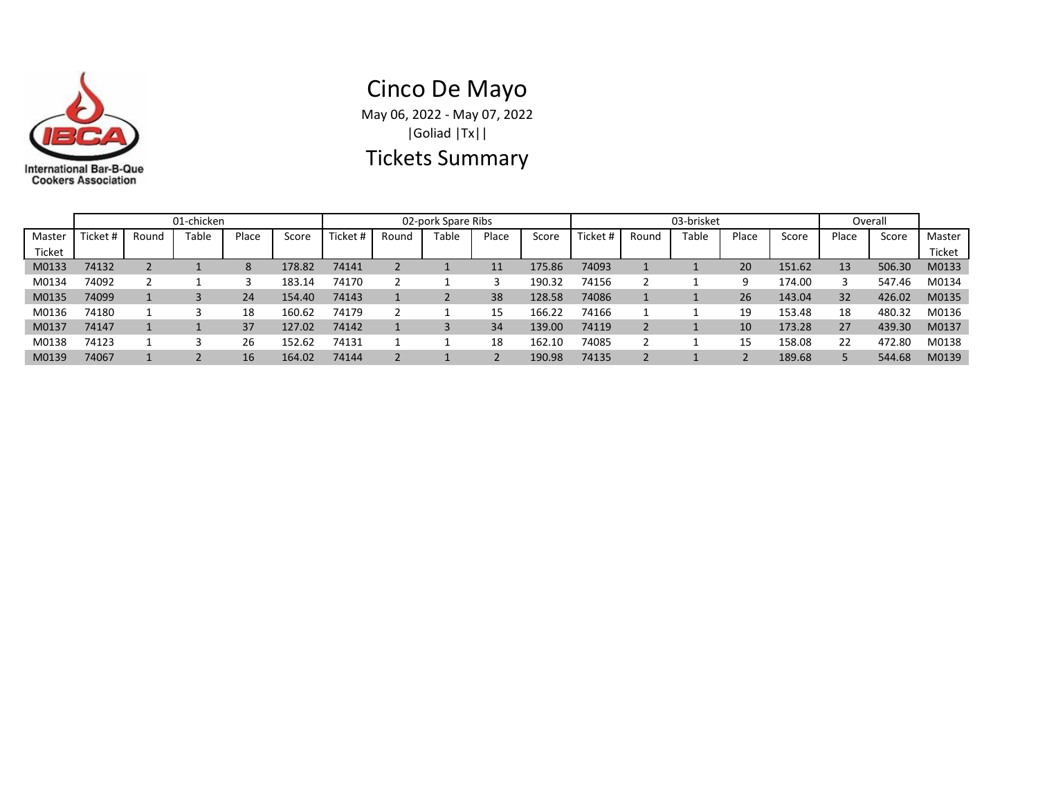International Bar-B-Que Cookers Association

# Cinco De Mayo

May 06, 2022 - May 07, 2022

|Goliad |Tx||

## Tickets Summary

| | 01-chicken | | | | | 02-pork Spare Ribs | | | | | 03-brisket | | | | | Overall | | |
|---|---|---|---|---|---|---|---|---|---|---|---|---|---|---|---|---|---|---|
| Master Ticket | Ticket # | Round | Table | Place | Score | Ticket # | Round | Table | Place | Score | Ticket # | Round | Table | Place | Score | Place | Score | Master Ticket |
| M0133 | 74132 | 2 | 1 | 8 | 178.82 | 74141 | 2 | 1 | 11 | 175.86 | 74093 | 1 | 1 | 20 | 151.62 | 13 | 506.30 | M0133 |
| M0134 | 74092 | 2 | 1 | 3 | 183.14 | 74170 | 2 | 1 | 3 | 190.32 | 74156 | 2 | 1 | 9 | 174.00 | 3 | 547.46 | M0134 |
| M0135 | 74099 | 1 | 3 | 24 | 154.40 | 74143 | 1 | 2 | 38 | 128.58 | 74086 | 1 | 1 | 26 | 143.04 | 32 | 426.02 | M0135 |
| M0136 | 74180 | 1 | 3 | 18 | 160.62 | 74179 | 2 | 1 | 15 | 166.22 | 74166 | 1 | 1 | 19 | 153.48 | 18 | 480.32 | M0136 |
| M0137 | 74147 | 1 | 1 | 37 | 127.02 | 74142 | 1 | 3 | 34 | 139.00 | 74119 | 2 | 1 | 10 | 173.28 | 27 | 439.30 | M0137 |
| M0138 | 74123 | 1 | 3 | 26 | 152.62 | 74131 | 1 | 1 | 18 | 162.10 | 74085 | 2 | 1 | 15 | 158.08 | 22 | 472.80 | M0138 |
| M0139 | 74067 | 1 | 2 | 16 | 164.02 | 74144 | 2 | 1 | 2 | 190.98 | 74135 | 2 | 1 | 2 | 189.68 | 5 | 544.68 | M0139 |